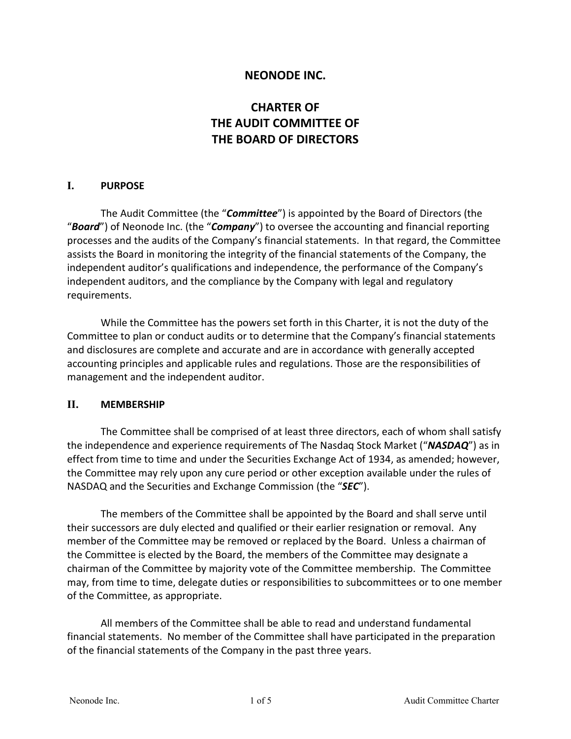# NEONODE INC.

# CHARTER OF THE AUDIT COMMITTEE OF THE BOARD OF DIRECTORS

## I. PURPOSE

The Audit Committee (the "***Committee***") is appointed by the Board of Directors (the "***Board***") of Neonode Inc. (the "***Company***") to oversee the accounting and financial reporting processes and the audits of the Company's financial statements. In that regard, the Committee assists the Board in monitoring the integrity of the financial statements of the Company, the independent auditor's qualifications and independence, the performance of the Company's independent auditors, and the compliance by the Company with legal and regulatory requirements.

While the Committee has the powers set forth in this Charter, it is not the duty of the Committee to plan or conduct audits or to determine that the Company's financial statements and disclosures are complete and accurate and are in accordance with generally accepted accounting principles and applicable rules and regulations. Those are the responsibilities of management and the independent auditor.

## II. MEMBERSHIP

The Committee shall be comprised of at least three directors, each of whom shall satisfy the independence and experience requirements of The Nasdaq Stock Market ("***NASDAQ***") as in effect from time to time and under the Securities Exchange Act of 1934, as amended; however, the Committee may rely upon any cure period or other exception available under the rules of NASDAQ and the Securities and Exchange Commission (the "***SEC***").

The members of the Committee shall be appointed by the Board and shall serve until their successors are duly elected and qualified or their earlier resignation or removal. Any member of the Committee may be removed or replaced by the Board. Unless a chairman of the Committee is elected by the Board, the members of the Committee may designate a chairman of the Committee by majority vote of the Committee membership. The Committee may, from time to time, delegate duties or responsibilities to subcommittees or to one member of the Committee, as appropriate.

All members of the Committee shall be able to read and understand fundamental financial statements. No member of the Committee shall have participated in the preparation of the financial statements of the Company in the past three years.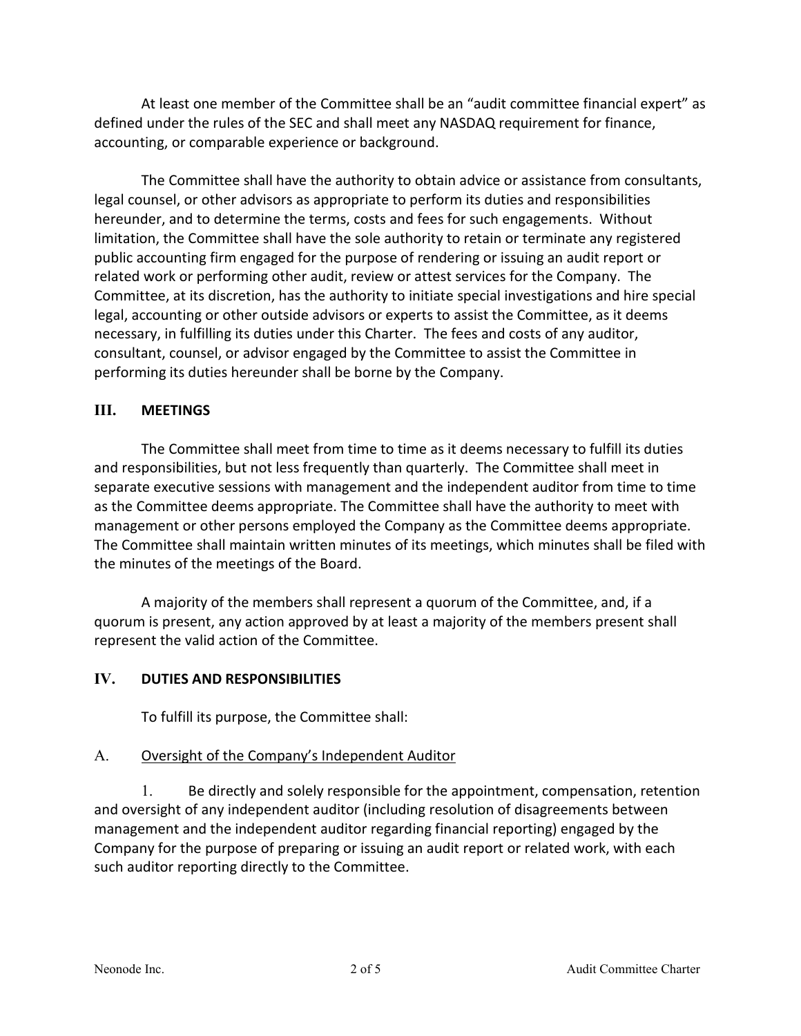At least one member of the Committee shall be an "audit committee financial expert" as defined under the rules of the SEC and shall meet any NASDAQ requirement for finance, accounting, or comparable experience or background.

The Committee shall have the authority to obtain advice or assistance from consultants, legal counsel, or other advisors as appropriate to perform its duties and responsibilities hereunder, and to determine the terms, costs and fees for such engagements. Without limitation, the Committee shall have the sole authority to retain or terminate any registered public accounting firm engaged for the purpose of rendering or issuing an audit report or related work or performing other audit, review or attest services for the Company. The Committee, at its discretion, has the authority to initiate special investigations and hire special legal, accounting or other outside advisors or experts to assist the Committee, as it deems necessary, in fulfilling its duties under this Charter. The fees and costs of any auditor, consultant, counsel, or advisor engaged by the Committee to assist the Committee in performing its duties hereunder shall be borne by the Company.

## III. MEETINGS

The Committee shall meet from time to time as it deems necessary to fulfill its duties and responsibilities, but not less frequently than quarterly. The Committee shall meet in separate executive sessions with management and the independent auditor from time to time as the Committee deems appropriate. The Committee shall have the authority to meet with management or other persons employed the Company as the Committee deems appropriate. The Committee shall maintain written minutes of its meetings, which minutes shall be filed with the minutes of the meetings of the Board.

A majority of the members shall represent a quorum of the Committee, and, if a quorum is present, any action approved by at least a majority of the members present shall represent the valid action of the Committee.

## IV. DUTIES AND RESPONSIBILITIES

To fulfill its purpose, the Committee shall:

### A. Oversight of the Company's Independent Auditor

1. Be directly and solely responsible for the appointment, compensation, retention and oversight of any independent auditor (including resolution of disagreements between management and the independent auditor regarding financial reporting) engaged by the Company for the purpose of preparing or issuing an audit report or related work, with each such auditor reporting directly to the Committee.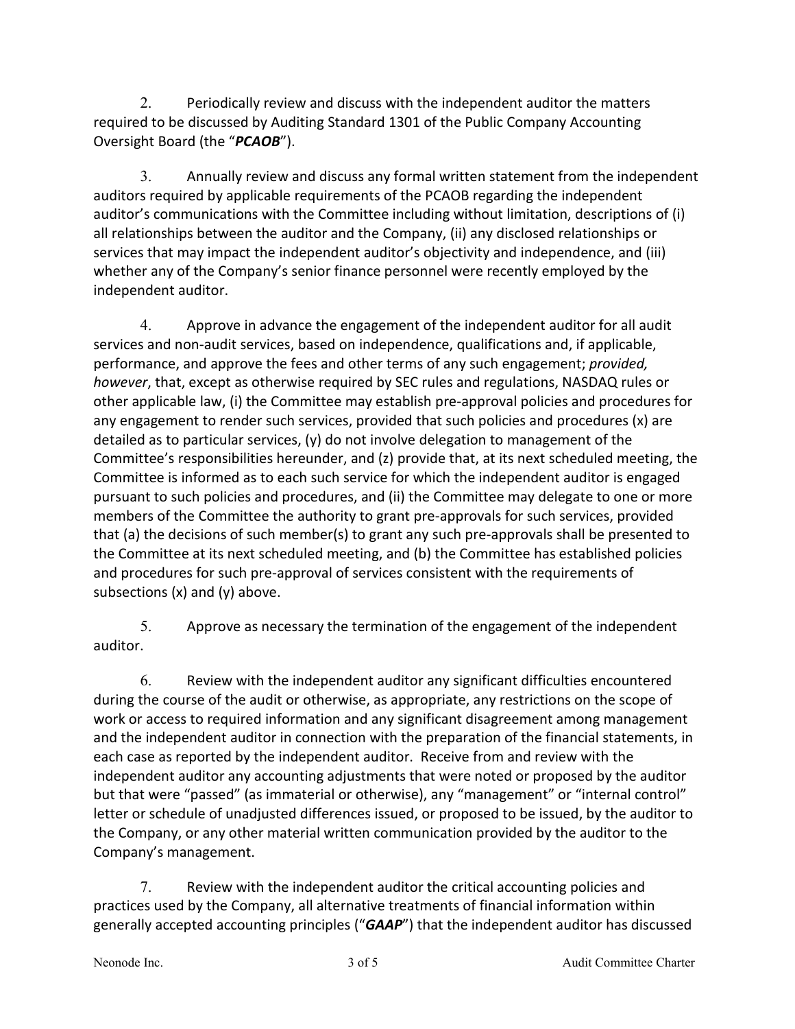2. Periodically review and discuss with the independent auditor the matters required to be discussed by Auditing Standard 1301 of the Public Company Accounting Oversight Board (the "***PCAOB***").

3. Annually review and discuss any formal written statement from the independent auditors required by applicable requirements of the PCAOB regarding the independent auditor's communications with the Committee including without limitation, descriptions of (i) all relationships between the auditor and the Company, (ii) any disclosed relationships or services that may impact the independent auditor's objectivity and independence, and (iii) whether any of the Company's senior finance personnel were recently employed by the independent auditor.

4. Approve in advance the engagement of the independent auditor for all audit services and non-audit services, based on independence, qualifications and, if applicable, performance, and approve the fees and other terms of any such engagement; *provided, however*, that, except as otherwise required by SEC rules and regulations, NASDAQ rules or other applicable law, (i) the Committee may establish pre-approval policies and procedures for any engagement to render such services, provided that such policies and procedures (x) are detailed as to particular services, (y) do not involve delegation to management of the Committee's responsibilities hereunder, and (z) provide that, at its next scheduled meeting, the Committee is informed as to each such service for which the independent auditor is engaged pursuant to such policies and procedures, and (ii) the Committee may delegate to one or more members of the Committee the authority to grant pre-approvals for such services, provided that (a) the decisions of such member(s) to grant any such pre-approvals shall be presented to the Committee at its next scheduled meeting, and (b) the Committee has established policies and procedures for such pre-approval of services consistent with the requirements of subsections (x) and (y) above.

5. Approve as necessary the termination of the engagement of the independent auditor.

6. Review with the independent auditor any significant difficulties encountered during the course of the audit or otherwise, as appropriate, any restrictions on the scope of work or access to required information and any significant disagreement among management and the independent auditor in connection with the preparation of the financial statements, in each case as reported by the independent auditor. Receive from and review with the independent auditor any accounting adjustments that were noted or proposed by the auditor but that were "passed" (as immaterial or otherwise), any "management" or "internal control" letter or schedule of unadjusted differences issued, or proposed to be issued, by the auditor to the Company, or any other material written communication provided by the auditor to the Company's management.

7. Review with the independent auditor the critical accounting policies and practices used by the Company, all alternative treatments of financial information within generally accepted accounting principles ("***GAAP***") that the independent auditor has discussed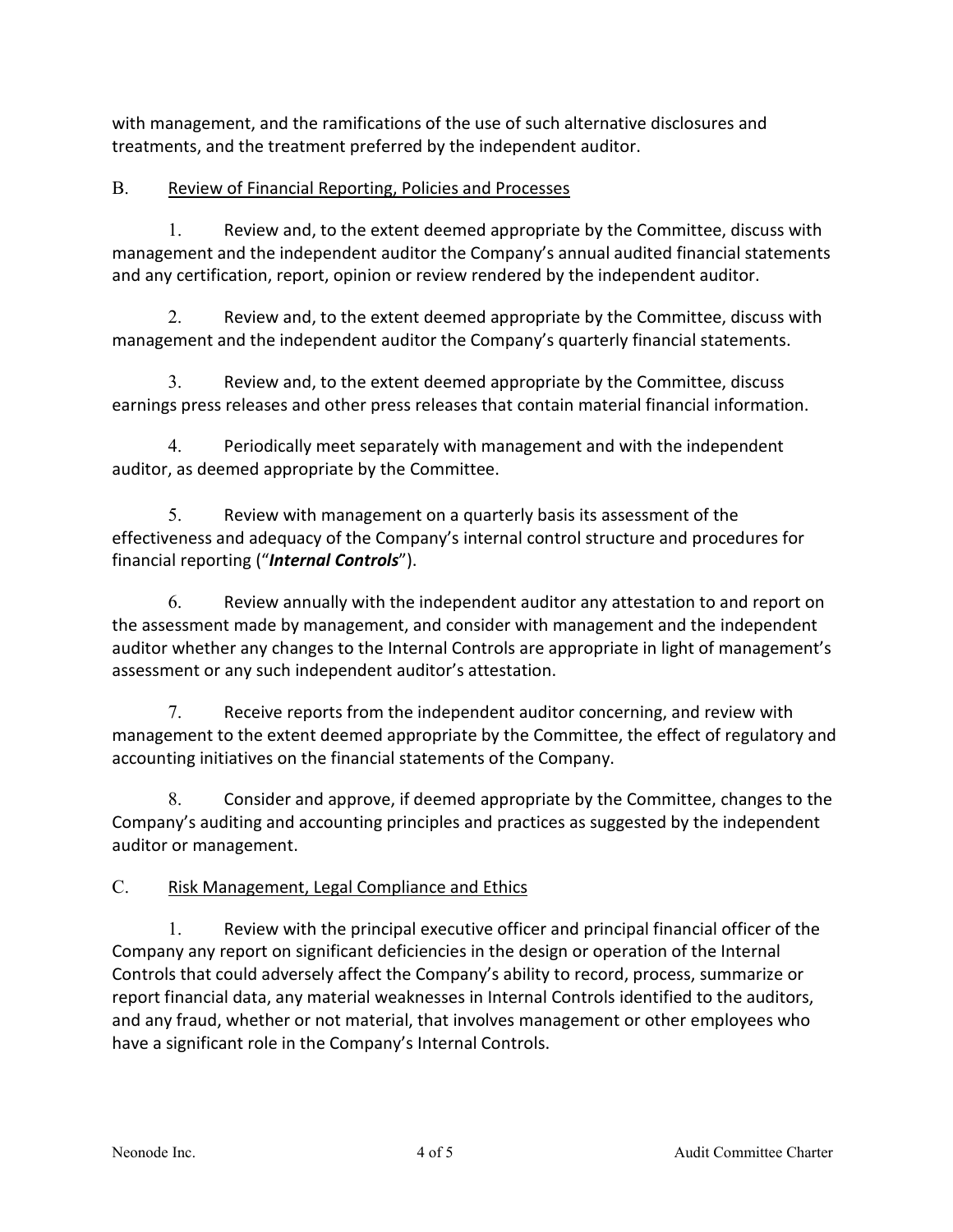with management, and the ramifications of the use of such alternative disclosures and treatments, and the treatment preferred by the independent auditor.

B. Review of Financial Reporting, Policies and Processes

1. Review and, to the extent deemed appropriate by the Committee, discuss with management and the independent auditor the Company's annual audited financial statements and any certification, report, opinion or review rendered by the independent auditor.

2. Review and, to the extent deemed appropriate by the Committee, discuss with management and the independent auditor the Company's quarterly financial statements.

3. Review and, to the extent deemed appropriate by the Committee, discuss earnings press releases and other press releases that contain material financial information.

4. Periodically meet separately with management and with the independent auditor, as deemed appropriate by the Committee.

5. Review with management on a quarterly basis its assessment of the effectiveness and adequacy of the Company's internal control structure and procedures for financial reporting ("***Internal Controls***").

6. Review annually with the independent auditor any attestation to and report on the assessment made by management, and consider with management and the independent auditor whether any changes to the Internal Controls are appropriate in light of management's assessment or any such independent auditor's attestation.

7. Receive reports from the independent auditor concerning, and review with management to the extent deemed appropriate by the Committee, the effect of regulatory and accounting initiatives on the financial statements of the Company.

8. Consider and approve, if deemed appropriate by the Committee, changes to the Company's auditing and accounting principles and practices as suggested by the independent auditor or management.

C. Risk Management, Legal Compliance and Ethics

1. Review with the principal executive officer and principal financial officer of the Company any report on significant deficiencies in the design or operation of the Internal Controls that could adversely affect the Company's ability to record, process, summarize or report financial data, any material weaknesses in Internal Controls identified to the auditors, and any fraud, whether or not material, that involves management or other employees who have a significant role in the Company's Internal Controls.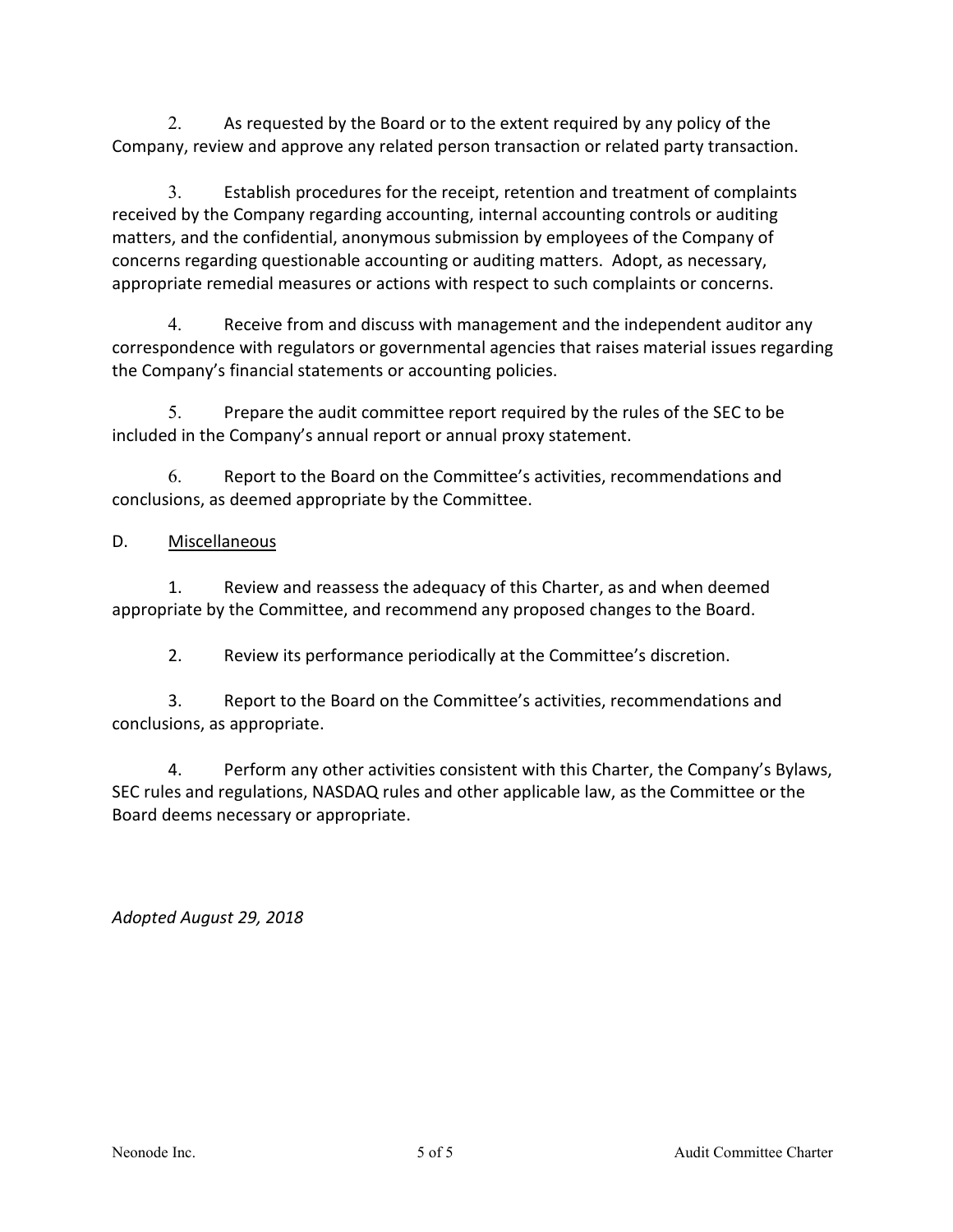2. As requested by the Board or to the extent required by any policy of the Company, review and approve any related person transaction or related party transaction.

3. Establish procedures for the receipt, retention and treatment of complaints received by the Company regarding accounting, internal accounting controls or auditing matters, and the confidential, anonymous submission by employees of the Company of concerns regarding questionable accounting or auditing matters. Adopt, as necessary, appropriate remedial measures or actions with respect to such complaints or concerns.

4. Receive from and discuss with management and the independent auditor any correspondence with regulators or governmental agencies that raises material issues regarding the Company's financial statements or accounting policies.

5. Prepare the audit committee report required by the rules of the SEC to be included in the Company's annual report or annual proxy statement.

6. Report to the Board on the Committee's activities, recommendations and conclusions, as deemed appropriate by the Committee.

D. Miscellaneous

1. Review and reassess the adequacy of this Charter, as and when deemed appropriate by the Committee, and recommend any proposed changes to the Board.

2. Review its performance periodically at the Committee's discretion.

3. Report to the Board on the Committee's activities, recommendations and conclusions, as appropriate.

4. Perform any other activities consistent with this Charter, the Company's Bylaws, SEC rules and regulations, NASDAQ rules and other applicable law, as the Committee or the Board deems necessary or appropriate.

*Adopted August 29, 2018*